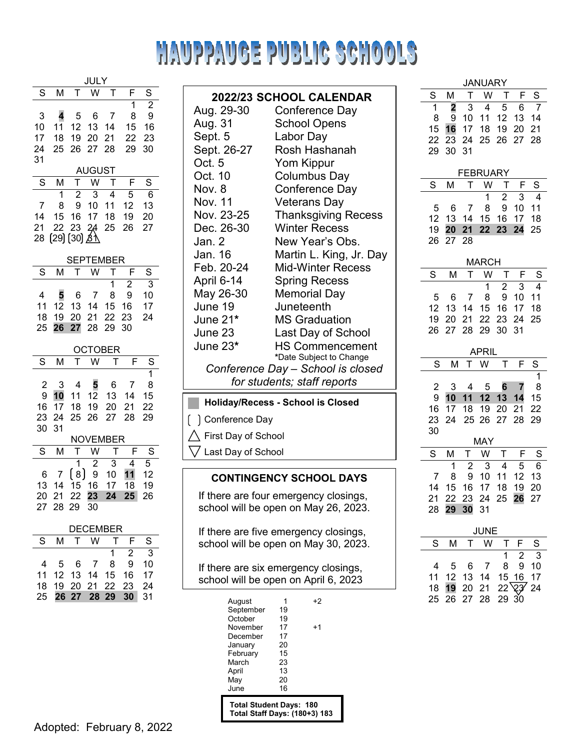# HAUPPAUGE PUBLIC SCHOOLS

## 2022/23 SCHOOL CALENDAR

| Date | Event |
|---|---|
| Aug. 29-30 | Conference Day |
| Aug. 31 | School Opens |
| Sept. 5 | Labor Day |
| Sept. 26-27 | Rosh Hashanah |
| Oct. 5 | Yom Kippur |
| Oct. 10 | Columbus Day |
| Nov. 8 | Conference Day |
| Nov. 11 | Veterans Day |
| Nov. 23-25 | Thanksgiving Recess |
| Dec. 26-30 | Winter Recess |
| Jan. 2 | New Year's Obs. |
| Jan. 16 | Martin L. King, Jr. Day |
| Feb. 20-24 | Mid-Winter Recess |
| April 6-14 | Spring Recess |
| May 26-30 | Memorial Day |
| June 19 | Juneteenth |
| June 21* | MS Graduation |
| June 23 | Last Day of School |
| June 23* | HS Commencement |

*Date Subject to Change

*Conference Day – School is closed for students; staff reports*

**Holiday/Recess - School is Closed** (shaded)

( ) Conference Day

△ First Day of School

▽ Last Day of School

### JULY

| S | M | T | W | T | F | S |
|---|---|---|---|---|---|---|
| | | | | | 1 | 2 |
| 3 | **4** | 5 | 6 | 7 | 8 | 9 |
| 10 | 11 | 12 | 13 | 14 | 15 | 16 |
| 17 | 18 | 19 | 20 | 21 | 22 | 23 |
| 24 | 25 | 26 | 27 | 28 | 29 | 30 |
| 31 | | | | | | |

### AUGUST

| S | M | T | W | T | F | S |
|---|---|---|---|---|---|---|
| | 1 | 2 | 3 | 4 | 5 | 6 |
| 7 | 8 | 9 | 10 | 11 | 12 | 13 |
| 14 | 15 | 16 | 17 | 18 | 19 | 20 |
| 21 | 22 | 23 | 24 | 25 | 26 | 27 |
| 28 | (29) | (30) | △31 | | | |

### SEPTEMBER

| S | M | T | W | T | F | S |
|---|---|---|---|---|---|---|
| | | | | 1 | 2 | 3 |
| 4 | **5** | 6 | 7 | 8 | 9 | 10 |
| 11 | 12 | 13 | 14 | 15 | 16 | 17 |
| 18 | 19 | 20 | 21 | 22 | 23 | 24 |
| 25 | **26** | **27** | 28 | 29 | 30 | |

### OCTOBER

| S | M | T | W | T | F | S |
|---|---|---|---|---|---|---|
| | | | | | | 1 |
| 2 | 3 | 4 | **5** | 6 | 7 | 8 |
| 9 | **10** | 11 | 12 | 13 | 14 | 15 |
| 16 | 17 | 18 | 19 | 20 | 21 | 22 |
| 23 | 24 | 25 | 26 | 27 | 28 | 29 |
| 30 | 31 | | | | | |

### NOVEMBER

| S | M | T | W | T | F | S |
|---|---|---|---|---|---|---|
| | | 1 | 2 | 3 | 4 | 5 |
| 6 | 7 | (8) | 9 | 10 | **11** | 12 |
| 13 | 14 | 15 | 16 | 17 | 18 | 19 |
| 20 | 21 | 22 | **23** | **24** | **25** | 26 |
| 27 | 28 | 29 | 30 | | | |

### DECEMBER

| S | M | T | W | T | F | S |
|---|---|---|---|---|---|---|
| | | | | 1 | 2 | 3 |
| 4 | 5 | 6 | 7 | 8 | 9 | 10 |
| 11 | 12 | 13 | 14 | 15 | 16 | 17 |
| 18 | 19 | 20 | 21 | 22 | 23 | 24 |
| 25 | **26** | **27** | **28** | **29** | **30** | 31 |

### JANUARY

| S | M | T | W | T | F | S |
|---|---|---|---|---|---|---|
| 1 | **2** | 3 | 4 | 5 | 6 | 7 |
| 8 | 9 | 10 | 11 | 12 | 13 | 14 |
| 15 | **16** | 17 | 18 | 19 | 20 | 21 |
| 22 | 23 | 24 | 25 | 26 | 27 | 28 |
| 29 | 30 | 31 | | | | |

### FEBRUARY

| S | M | T | W | T | F | S |
|---|---|---|---|---|---|---|
| | | | 1 | 2 | 3 | 4 |
| 5 | 6 | 7 | 8 | 9 | 10 | 11 |
| 12 | 13 | 14 | 15 | 16 | 17 | 18 |
| 19 | **20** | **21** | **22** | **23** | **24** | 25 |
| 26 | 27 | 28 | | | | |

### MARCH

| S | M | T | W | T | F | S |
|---|---|---|---|---|---|---|
| | | | 1 | 2 | 3 | 4 |
| 5 | 6 | 7 | 8 | 9 | 10 | 11 |
| 12 | 13 | 14 | 15 | 16 | 17 | 18 |
| 19 | 20 | 21 | 22 | 23 | 24 | 25 |
| 26 | 27 | 28 | 29 | 30 | 31 | |

### APRIL

| S | M | T | W | T | F | S |
|---|---|---|---|---|---|---|
| | | | | | | 1 |
| 2 | 3 | 4 | 5 | **6** | **7** | 8 |
| 9 | **10** | **11** | **12** | **13** | **14** | 15 |
| 16 | 17 | 18 | 19 | 20 | 21 | 22 |
| 23 | 24 | 25 | 26 | 27 | 28 | 29 |
| 30 | | | | | | |

### MAY

| S | M | T | W | T | F | S |
|---|---|---|---|---|---|---|
| | 1 | 2 | 3 | 4 | 5 | 6 |
| 7 | 8 | 9 | 10 | 11 | 12 | 13 |
| 14 | 15 | 16 | 17 | 18 | 19 | 20 |
| 21 | 22 | 23 | 24 | 25 | **26** | 27 |
| 28 | **29** | **30** | 31 | | | |

### JUNE

| S | M | T | W | T | F | S |
|---|---|---|---|---|---|---|
| | | | | 1 | 2 | 3 |
| 4 | 5 | 6 | 7 | 8 | 9 | 10 |
| 11 | 12 | 13 | 14 | 15 | 16 | 17 |
| 18 | **19** | 20 | 21 | 22 | ▽23 | 24 |
| 25 | 26 | 27 | 28 | 29 | 30 | |

## CONTINGENCY SCHOOL DAYS

If there are four emergency closings, school will be open on May 26, 2023.

If there are five emergency closings, school will be open on May 30, 2023.

If there are six emergency closings, school will be open on April 6, 2023

| Month | Days | |
|---|---|---|
| August | 1 | +2 |
| September | 19 | |
| October | 19 | |
| November | 17 | +1 |
| December | 17 | |
| January | 20 | |
| February | 15 | |
| March | 23 | |
| April | 13 | |
| May | 20 | |
| June | 16 | |

**Total Student Days: 180**
**Total Staff Days: (180+3) 183**

Adopted: February 8, 2022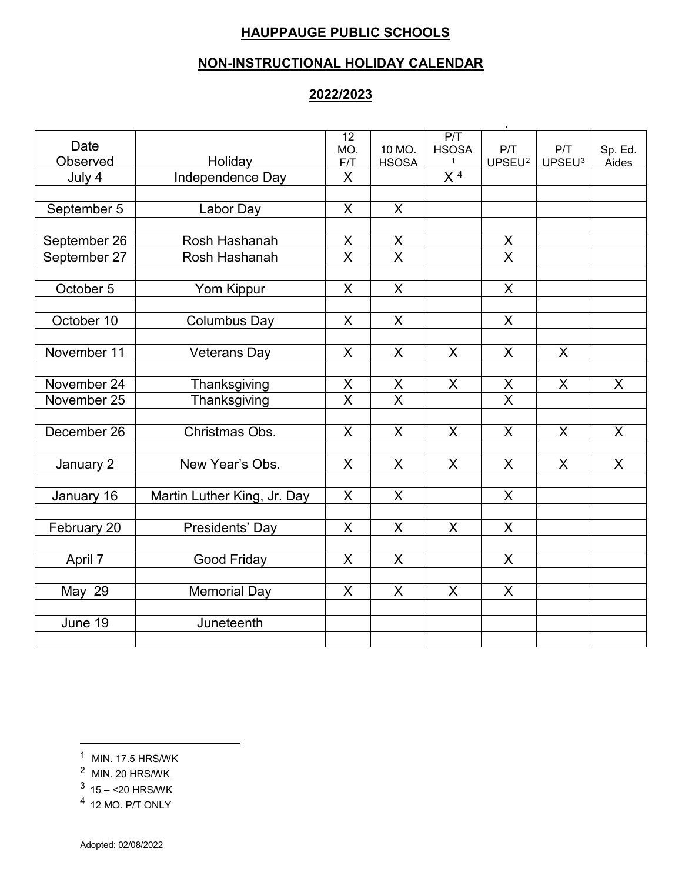# HAUPPAUGE PUBLIC SCHOOLS

## NON-INSTRUCTIONAL HOLIDAY CALENDAR

### 2022/2023

| Date Observed | Holiday | 12 MO. F/T | 10 MO. HSOSA | P/T HSOSA [1] | P/T UPSEU [2] | P/T UPSEU [3] | Sp. Ed. Aides |
|---|---|---|---|---|---|---|---|
| July 4 | Independence Day | X | | X [4] | | | |
| | | | | | | | |
| September 5 | Labor Day | X | X | | | | |
| | | | | | | | |
| September 26 | Rosh Hashanah | X | X | | X | | |
| September 27 | Rosh Hashanah | X | X | | X | | |
| | | | | | | | |
| October 5 | Yom Kippur | X | X | | X | | |
| | | | | | | | |
| October 10 | Columbus Day | X | X | | X | | |
| | | | | | | | |
| November 11 | Veterans Day | X | X | X | X | X | |
| | | | | | | | |
| November 24 | Thanksgiving | X | X | X | X | X | X |
| November 25 | Thanksgiving | X | X | | X | | |
| | | | | | | | |
| December 26 | Christmas Obs. | X | X | X | X | X | X |
| | | | | | | | |
| January 2 | New Year's Obs. | X | X | X | X | X | X |
| | | | | | | | |
| January 16 | Martin Luther King, Jr. Day | X | X | | X | | |
| | | | | | | | |
| February 20 | Presidents' Day | X | X | X | X | | |
| | | | | | | | |
| April 7 | Good Friday | X | X | | X | | |
| | | | | | | | |
| May 29 | Memorial Day | X | X | X | X | | |
| | | | | | | | |
| June 19 | Juneteenth | | | | | | |
| | | | | | | | |

[1] MIN. 17.5 HRS/WK

[2] MIN. 20 HRS/WK

[3] 15 – <20 HRS/WK

[4] 12 MO. P/T ONLY

Adopted: 02/08/2022